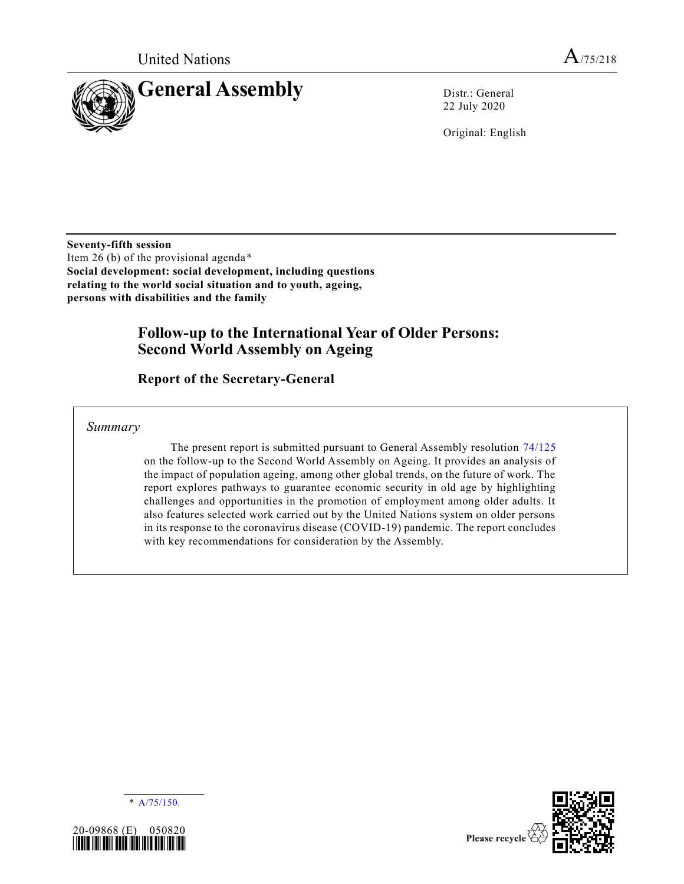United Nations

A/75/218

# General Assembly

Distr.: General
22 July 2020

Original: English

**Seventy-fifth session**
Item 26 (b) of the provisional agenda*
**Social development: social development, including questions relating to the world social situation and to youth, ageing, persons with disabilities and the family**

## Follow-up to the International Year of Older Persons: Second World Assembly on Ageing

### Report of the Secretary-General

*Summary*

The present report is submitted pursuant to General Assembly resolution 74/125 on the follow-up to the Second World Assembly on Ageing. It provides an analysis of the impact of population ageing, among other global trends, on the future of work. The report explores pathways to guarantee economic security in old age by highlighting challenges and opportunities in the promotion of employment among older adults. It also features selected work carried out by the United Nations system on older persons in its response to the coronavirus disease (COVID-19) pandemic. The report concludes with key recommendations for consideration by the Assembly.

* A/75/150.

20-09868 (E) 050820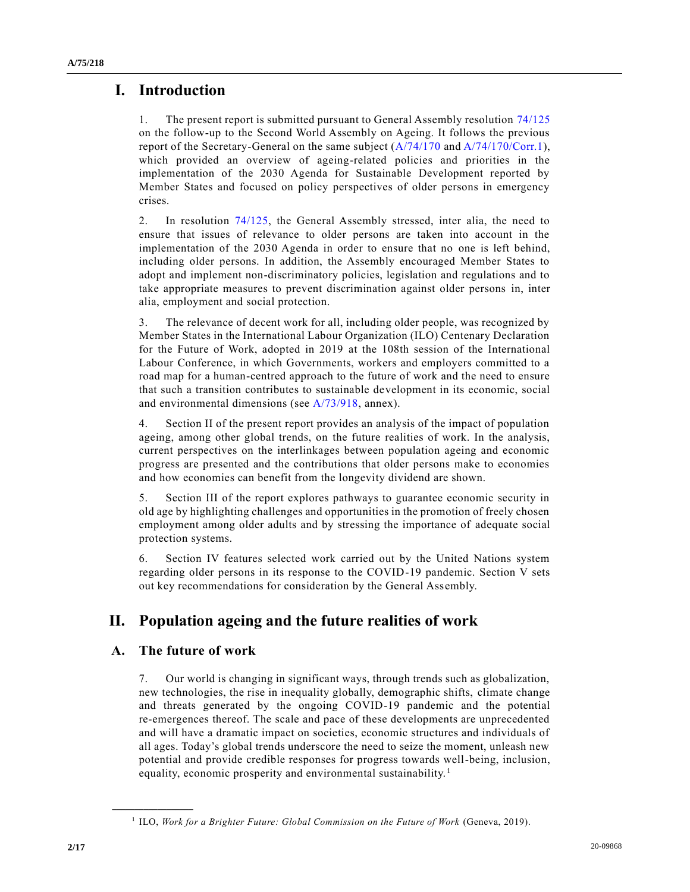# I. Introduction

1. The present report is submitted pursuant to General Assembly resolution 74/125 on the follow-up to the Second World Assembly on Ageing. It follows the previous report of the Secretary-General on the same subject (A/74/170 and A/74/170/Corr.1), which provided an overview of ageing-related policies and priorities in the implementation of the 2030 Agenda for Sustainable Development reported by Member States and focused on policy perspectives of older persons in emergency crises.

2. In resolution 74/125, the General Assembly stressed, inter alia, the need to ensure that issues of relevance to older persons are taken into account in the implementation of the 2030 Agenda in order to ensure that no one is left behind, including older persons. In addition, the Assembly encouraged Member States to adopt and implement non-discriminatory policies, legislation and regulations and to take appropriate measures to prevent discrimination against older persons in, inter alia, employment and social protection.

3. The relevance of decent work for all, including older people, was recognized by Member States in the International Labour Organization (ILO) Centenary Declaration for the Future of Work, adopted in 2019 at the 108th session of the International Labour Conference, in which Governments, workers and employers committed to a road map for a human-centred approach to the future of work and the need to ensure that such a transition contributes to sustainable development in its economic, social and environmental dimensions (see A/73/918, annex).

4. Section II of the present report provides an analysis of the impact of population ageing, among other global trends, on the future realities of work. In the analysis, current perspectives on the interlinkages between population ageing and economic progress are presented and the contributions that older persons make to economies and how economies can benefit from the longevity dividend are shown.

5. Section III of the report explores pathways to guarantee economic security in old age by highlighting challenges and opportunities in the promotion of freely chosen employment among older adults and by stressing the importance of adequate social protection systems.

6. Section IV features selected work carried out by the United Nations system regarding older persons in its response to the COVID-19 pandemic. Section V sets out key recommendations for consideration by the General Assembly.

# II. Population ageing and the future realities of work

## A. The future of work

7. Our world is changing in significant ways, through trends such as globalization, new technologies, the rise in inequality globally, demographic shifts, climate change and threats generated by the ongoing COVID-19 pandemic and the potential re-emergences thereof. The scale and pace of these developments are unprecedented and will have a dramatic impact on societies, economic structures and individuals of all ages. Today's global trends underscore the need to seize the moment, unleash new potential and provide credible responses for progress towards well-being, inclusion, equality, economic prosperity and environmental sustainability.[1]

[1] ILO, *Work for a Brighter Future: Global Commission on the Future of Work* (Geneva, 2019).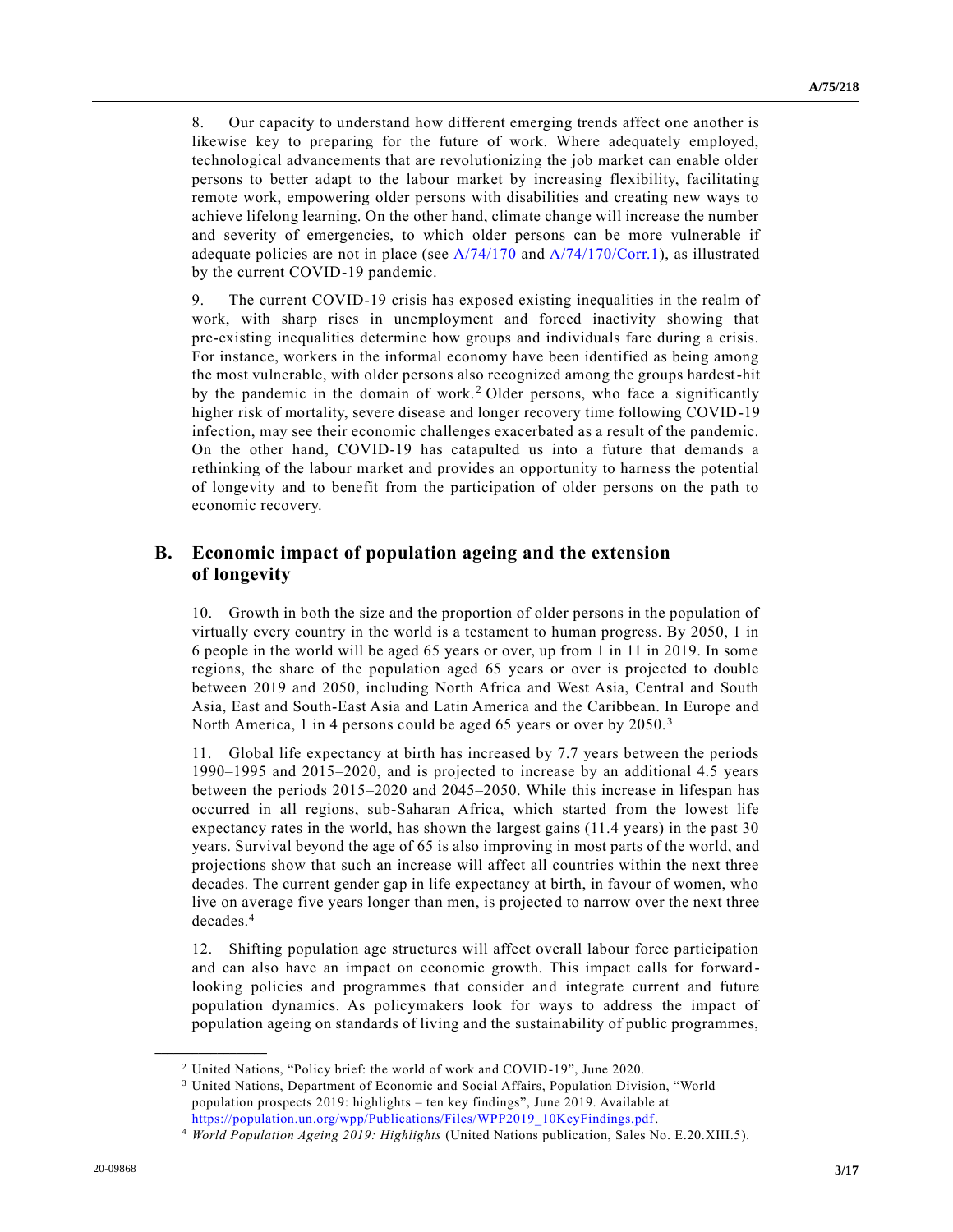8. Our capacity to understand how different emerging trends affect one another is likewise key to preparing for the future of work. Where adequately employed, technological advancements that are revolutionizing the job market can enable older persons to better adapt to the labour market by increasing flexibility, facilitating remote work, empowering older persons with disabilities and creating new ways to achieve lifelong learning. On the other hand, climate change will increase the number and severity of emergencies, to which older persons can be more vulnerable if adequate policies are not in place (see A/74/170 and A/74/170/Corr.1), as illustrated by the current COVID-19 pandemic.

9. The current COVID-19 crisis has exposed existing inequalities in the realm of work, with sharp rises in unemployment and forced inactivity showing that pre-existing inequalities determine how groups and individuals fare during a crisis. For instance, workers in the informal economy have been identified as being among the most vulnerable, with older persons also recognized among the groups hardest-hit by the pandemic in the domain of work.[2] Older persons, who face a significantly higher risk of mortality, severe disease and longer recovery time following COVID-19 infection, may see their economic challenges exacerbated as a result of the pandemic. On the other hand, COVID-19 has catapulted us into a future that demands a rethinking of the labour market and provides an opportunity to harness the potential of longevity and to benefit from the participation of older persons on the path to economic recovery.

## B. Economic impact of population ageing and the extension of longevity

10. Growth in both the size and the proportion of older persons in the population of virtually every country in the world is a testament to human progress. By 2050, 1 in 6 people in the world will be aged 65 years or over, up from 1 in 11 in 2019. In some regions, the share of the population aged 65 years or over is projected to double between 2019 and 2050, including North Africa and West Asia, Central and South Asia, East and South-East Asia and Latin America and the Caribbean. In Europe and North America, 1 in 4 persons could be aged 65 years or over by 2050.[3]

11. Global life expectancy at birth has increased by 7.7 years between the periods 1990–1995 and 2015–2020, and is projected to increase by an additional 4.5 years between the periods 2015–2020 and 2045–2050. While this increase in lifespan has occurred in all regions, sub-Saharan Africa, which started from the lowest life expectancy rates in the world, has shown the largest gains (11.4 years) in the past 30 years. Survival beyond the age of 65 is also improving in most parts of the world, and projections show that such an increase will affect all countries within the next three decades. The current gender gap in life expectancy at birth, in favour of women, who live on average five years longer than men, is projected to narrow over the next three decades.[4]

12. Shifting population age structures will affect overall labour force participation and can also have an impact on economic growth. This impact calls for forward-looking policies and programmes that consider and integrate current and future population dynamics. As policymakers look for ways to address the impact of population ageing on standards of living and the sustainability of public programmes,

---

[2] United Nations, "Policy brief: the world of work and COVID-19", June 2020.

[3] United Nations, Department of Economic and Social Affairs, Population Division, "World population prospects 2019: highlights – ten key findings", June 2019. Available at https://population.un.org/wpp/Publications/Files/WPP2019_10KeyFindings.pdf.

[4] *World Population Ageing 2019: Highlights* (United Nations publication, Sales No. E.20.XIII.5).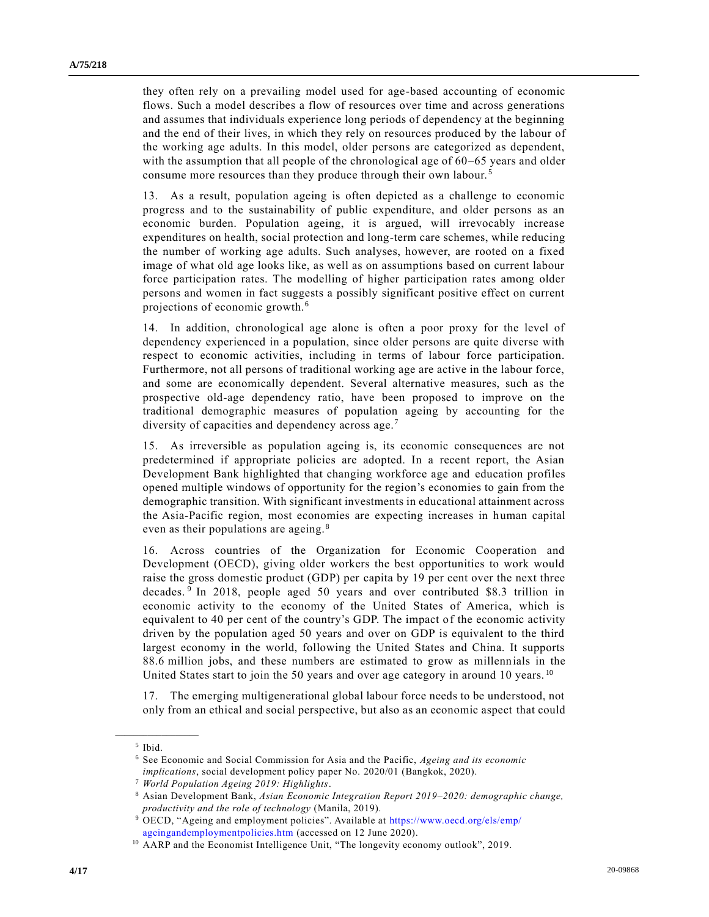they often rely on a prevailing model used for age-based accounting of economic flows. Such a model describes a flow of resources over time and across generations and assumes that individuals experience long periods of dependency at the beginning and the end of their lives, in which they rely on resources produced by the labour of the working age adults. In this model, older persons are categorized as dependent, with the assumption that all people of the chronological age of 60–65 years and older consume more resources than they produce through their own labour.[5]

13. As a result, population ageing is often depicted as a challenge to economic progress and to the sustainability of public expenditure, and older persons as an economic burden. Population ageing, it is argued, will irrevocably increase expenditures on health, social protection and long-term care schemes, while reducing the number of working age adults. Such analyses, however, are rooted on a fixed image of what old age looks like, as well as on assumptions based on current labour force participation rates. The modelling of higher participation rates among older persons and women in fact suggests a possibly significant positive effect on current projections of economic growth.[6]

14. In addition, chronological age alone is often a poor proxy for the level of dependency experienced in a population, since older persons are quite diverse with respect to economic activities, including in terms of labour force participation. Furthermore, not all persons of traditional working age are active in the labour force, and some are economically dependent. Several alternative measures, such as the prospective old-age dependency ratio, have been proposed to improve on the traditional demographic measures of population ageing by accounting for the diversity of capacities and dependency across age.[7]

15. As irreversible as population ageing is, its economic consequences are not predetermined if appropriate policies are adopted. In a recent report, the Asian Development Bank highlighted that changing workforce age and education profiles opened multiple windows of opportunity for the region's economies to gain from the demographic transition. With significant investments in educational attainment across the Asia-Pacific region, most economies are expecting increases in human capital even as their populations are ageing.[8]

16. Across countries of the Organization for Economic Cooperation and Development (OECD), giving older workers the best opportunities to work would raise the gross domestic product (GDP) per capita by 19 per cent over the next three decades.[9] In 2018, people aged 50 years and over contributed $8.3 trillion in economic activity to the economy of the United States of America, which is equivalent to 40 per cent of the country's GDP. The impact of the economic activity driven by the population aged 50 years and over on GDP is equivalent to the third largest economy in the world, following the United States and China. It supports 88.6 million jobs, and these numbers are estimated to grow as millennials in the United States start to join the 50 years and over age category in around 10 years.[10]

17. The emerging multigenerational global labour force needs to be understood, not only from an ethical and social perspective, but also as an economic aspect that could

---

[5] Ibid.

[6] See Economic and Social Commission for Asia and the Pacific, *Ageing and its economic implications*, social development policy paper No. 2020/01 (Bangkok, 2020).

[7] *World Population Ageing 2019: Highlights*.

[8] Asian Development Bank, *Asian Economic Integration Report 2019–2020: demographic change, productivity and the role of technology* (Manila, 2019).

[9] OECD, "Ageing and employment policies". Available at https://www.oecd.org/els/emp/ageingandemploymentpolicies.htm (accessed on 12 June 2020).

[10] AARP and the Economist Intelligence Unit, "The longevity economy outlook", 2019.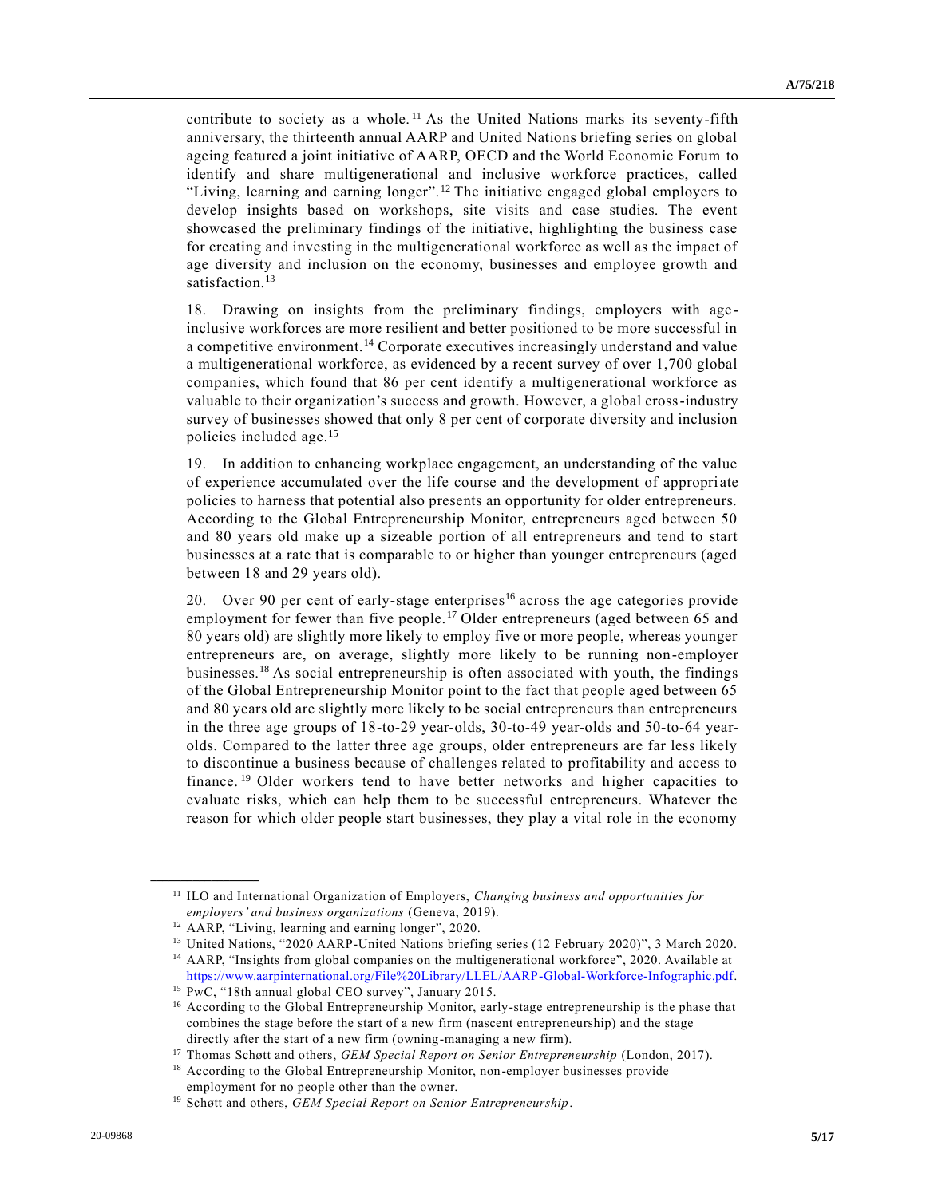contribute to society as a whole.[11] As the United Nations marks its seventy-fifth anniversary, the thirteenth annual AARP and United Nations briefing series on global ageing featured a joint initiative of AARP, OECD and the World Economic Forum to identify and share multigenerational and inclusive workforce practices, called "Living, learning and earning longer".[12] The initiative engaged global employers to develop insights based on workshops, site visits and case studies. The event showcased the preliminary findings of the initiative, highlighting the business case for creating and investing in the multigenerational workforce as well as the impact of age diversity and inclusion on the economy, businesses and employee growth and satisfaction.[13]

18. Drawing on insights from the preliminary findings, employers with age-inclusive workforces are more resilient and better positioned to be more successful in a competitive environment.[14] Corporate executives increasingly understand and value a multigenerational workforce, as evidenced by a recent survey of over 1,700 global companies, which found that 86 per cent identify a multigenerational workforce as valuable to their organization's success and growth. However, a global cross-industry survey of businesses showed that only 8 per cent of corporate diversity and inclusion policies included age.[15]

19. In addition to enhancing workplace engagement, an understanding of the value of experience accumulated over the life course and the development of appropriate policies to harness that potential also presents an opportunity for older entrepreneurs. According to the Global Entrepreneurship Monitor, entrepreneurs aged between 50 and 80 years old make up a sizeable portion of all entrepreneurs and tend to start businesses at a rate that is comparable to or higher than younger entrepreneurs (aged between 18 and 29 years old).

20. Over 90 per cent of early-stage enterprises[16] across the age categories provide employment for fewer than five people.[17] Older entrepreneurs (aged between 65 and 80 years old) are slightly more likely to employ five or more people, whereas younger entrepreneurs are, on average, slightly more likely to be running non-employer businesses.[18] As social entrepreneurship is often associated with youth, the findings of the Global Entrepreneurship Monitor point to the fact that people aged between 65 and 80 years old are slightly more likely to be social entrepreneurs than entrepreneurs in the three age groups of 18-to-29 year-olds, 30-to-49 year-olds and 50-to-64 year-olds. Compared to the latter three age groups, older entrepreneurs are far less likely to discontinue a business because of challenges related to profitability and access to finance.[19] Older workers tend to have better networks and higher capacities to evaluate risks, which can help them to be successful entrepreneurs. Whatever the reason for which older people start businesses, they play a vital role in the economy

---

[11] ILO and International Organization of Employers, *Changing business and opportunities for employers' and business organizations* (Geneva, 2019).

[12] AARP, "Living, learning and earning longer", 2020.

[13] United Nations, "2020 AARP-United Nations briefing series (12 February 2020)", 3 March 2020.

[14] AARP, "Insights from global companies on the multigenerational workforce", 2020. Available at https://www.aarpinternational.org/File%20Library/LLEL/AARP-Global-Workforce-Infographic.pdf.

[15] PwC, "18th annual global CEO survey", January 2015.

[16] According to the Global Entrepreneurship Monitor, early-stage entrepreneurship is the phase that combines the stage before the start of a new firm (nascent entrepreneurship) and the stage directly after the start of a new firm (owning-managing a new firm).

[17] Thomas Schøtt and others, *GEM Special Report on Senior Entrepreneurship* (London, 2017).

[18] According to the Global Entrepreneurship Monitor, non-employer businesses provide employment for no people other than the owner.

[19] Schøtt and others, *GEM Special Report on Senior Entrepreneurship*.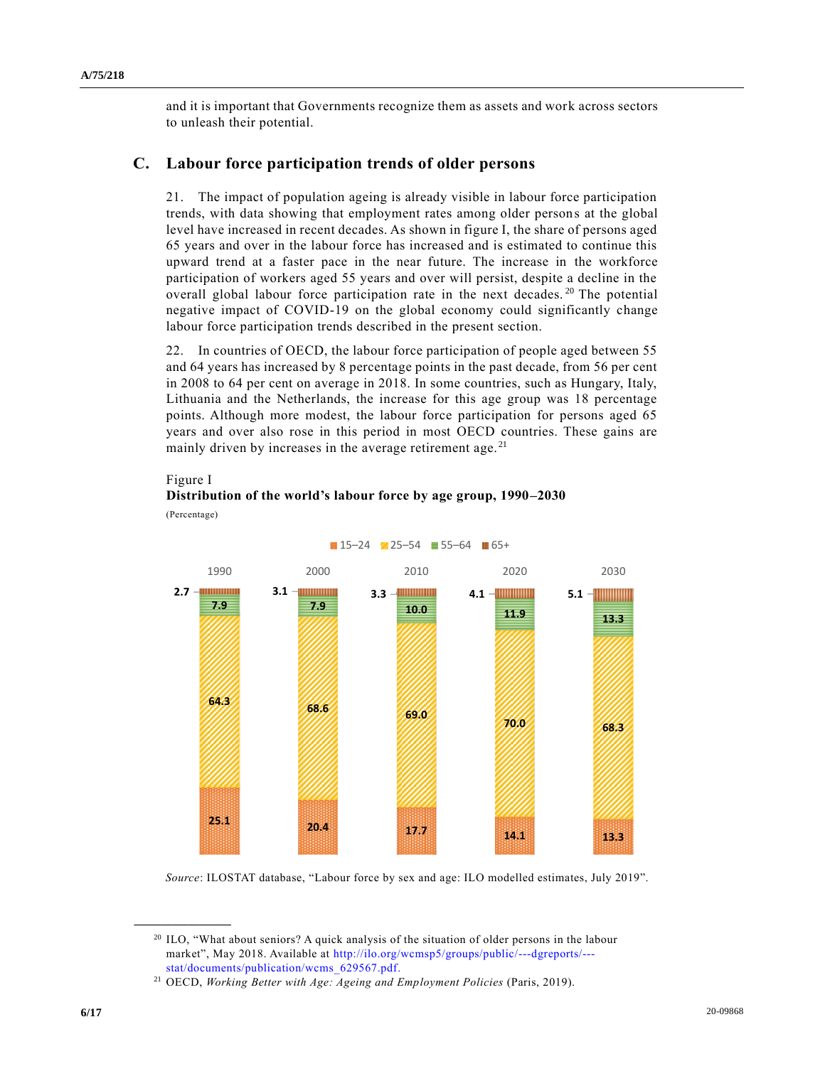and it is important that Governments recognize them as assets and work across sectors to unleash their potential.

## C. Labour force participation trends of older persons

21. The impact of population ageing is already visible in labour force participation trends, with data showing that employment rates among older persons at the global level have increased in recent decades. As shown in figure I, the share of persons aged 65 years and over in the labour force has increased and is estimated to continue this upward trend at a faster pace in the near future. The increase in the workforce participation of workers aged 55 years and over will persist, despite a decline in the overall global labour force participation rate in the next decades.[20] The potential negative impact of COVID-19 on the global economy could significantly change labour force participation trends described in the present section.

22. In countries of OECD, the labour force participation of people aged between 55 and 64 years has increased by 8 percentage points in the past decade, from 56 per cent in 2008 to 64 per cent on average in 2018. In some countries, such as Hungary, Italy, Lithuania and the Netherlands, the increase for this age group was 18 percentage points. Although more modest, the labour force participation for persons aged 65 years and over also rose in this period in most OECD countries. These gains are mainly driven by increases in the average retirement age.[21]

Figure I
**Distribution of the world's labour force by age group, 1990–2030**
(Percentage)

| Age group | 1990 | 2000 | 2010 | 2020 | 2030 |
|---|---|---|---|---|---|
| 15–24 | 25.1 | 20.4 | 17.7 | 14.1 | 13.3 |
| 25–54 | 64.3 | 68.6 | 69.0 | 70.0 | 68.3 |
| 55–64 | 7.9 | 7.9 | 10.0 | 11.9 | 13.3 |
| 65+ | 2.7 | 3.1 | 3.3 | 4.1 | 5.1 |

*Source*: ILOSTAT database, "Labour force by sex and age: ILO modelled estimates, July 2019".

---

[20] ILO, "What about seniors? A quick analysis of the situation of older persons in the labour market", May 2018. Available at http://ilo.org/wcmsp5/groups/public/---dgreports/---stat/documents/publication/wcms_629567.pdf.

[21] OECD, *Working Better with Age: Ageing and Employment Policies* (Paris, 2019).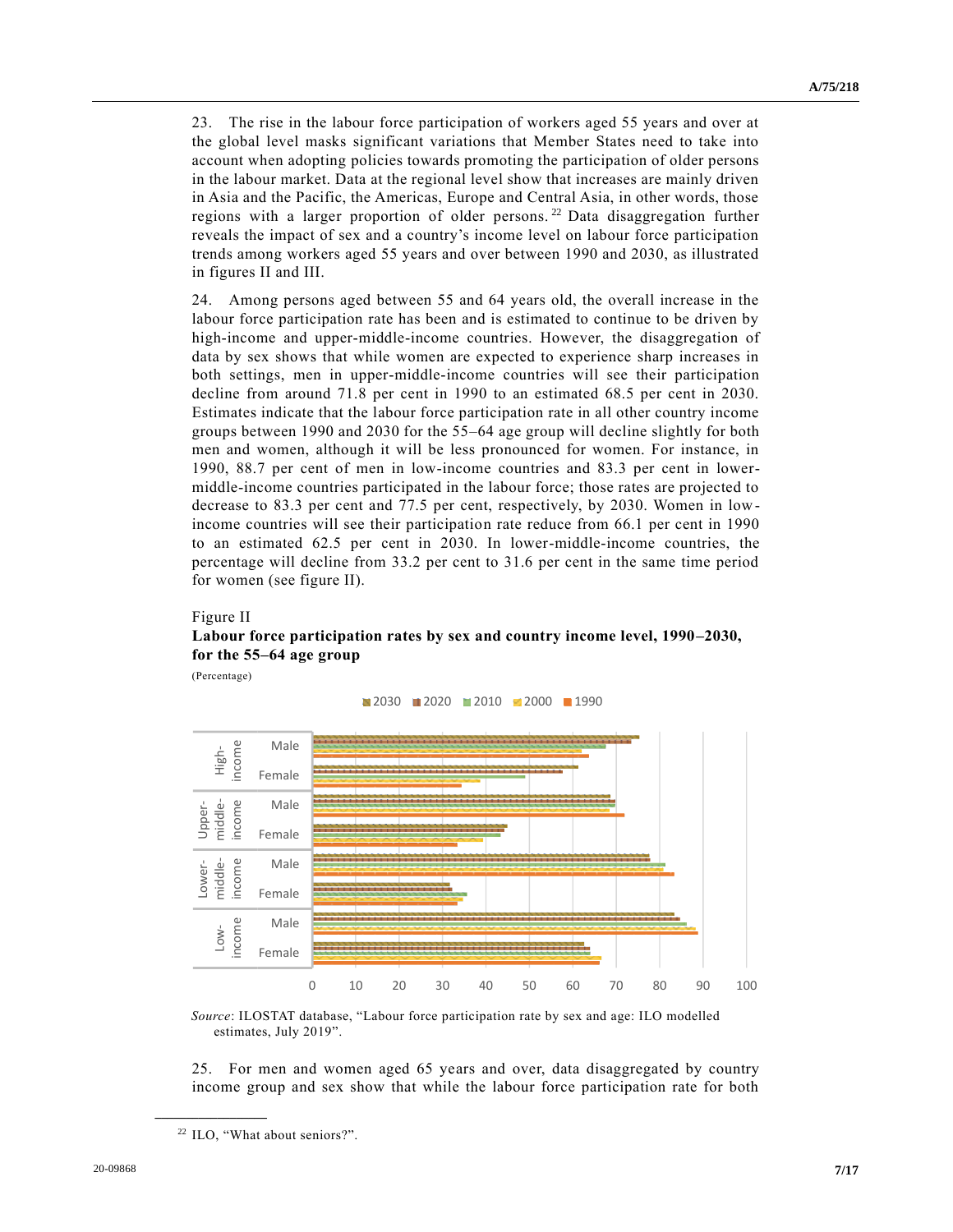23. The rise in the labour force participation of workers aged 55 years and over at the global level masks significant variations that Member States need to take into account when adopting policies towards promoting the participation of older persons in the labour market. Data at the regional level show that increases are mainly driven in Asia and the Pacific, the Americas, Europe and Central Asia, in other words, those regions with a larger proportion of older persons.[22] Data disaggregation further reveals the impact of sex and a country's income level on labour force participation trends among workers aged 55 years and over between 1990 and 2030, as illustrated in figures II and III.

24. Among persons aged between 55 and 64 years old, the overall increase in the labour force participation rate has been and is estimated to continue to be driven by high-income and upper-middle-income countries. However, the disaggregation of data by sex shows that while women are expected to experience sharp increases in both settings, men in upper-middle-income countries will see their participation decline from around 71.8 per cent in 1990 to an estimated 68.5 per cent in 2030. Estimates indicate that the labour force participation rate in all other country income groups between 1990 and 2030 for the 55–64 age group will decline slightly for both men and women, although it will be less pronounced for women. For instance, in 1990, 88.7 per cent of men in low-income countries and 83.3 per cent in lower-middle-income countries participated in the labour force; those rates are projected to decrease to 83.3 per cent and 77.5 per cent, respectively, by 2030. Women in low-income countries will see their participation rate reduce from 66.1 per cent in 1990 to an estimated 62.5 per cent in 2030. In lower-middle-income countries, the percentage will decline from 33.2 per cent to 31.6 per cent in the same time period for women (see figure II).

Figure II
**Labour force participation rates by sex and country income level, 1990–2030, for the 55–64 age group**
(Percentage)

*Source*: ILOSTAT database, "Labour force participation rate by sex and age: ILO modelled estimates, July 2019".

25. For men and women aged 65 years and over, data disaggregated by country income group and sex show that while the labour force participation rate for both

[22] ILO, "What about seniors?".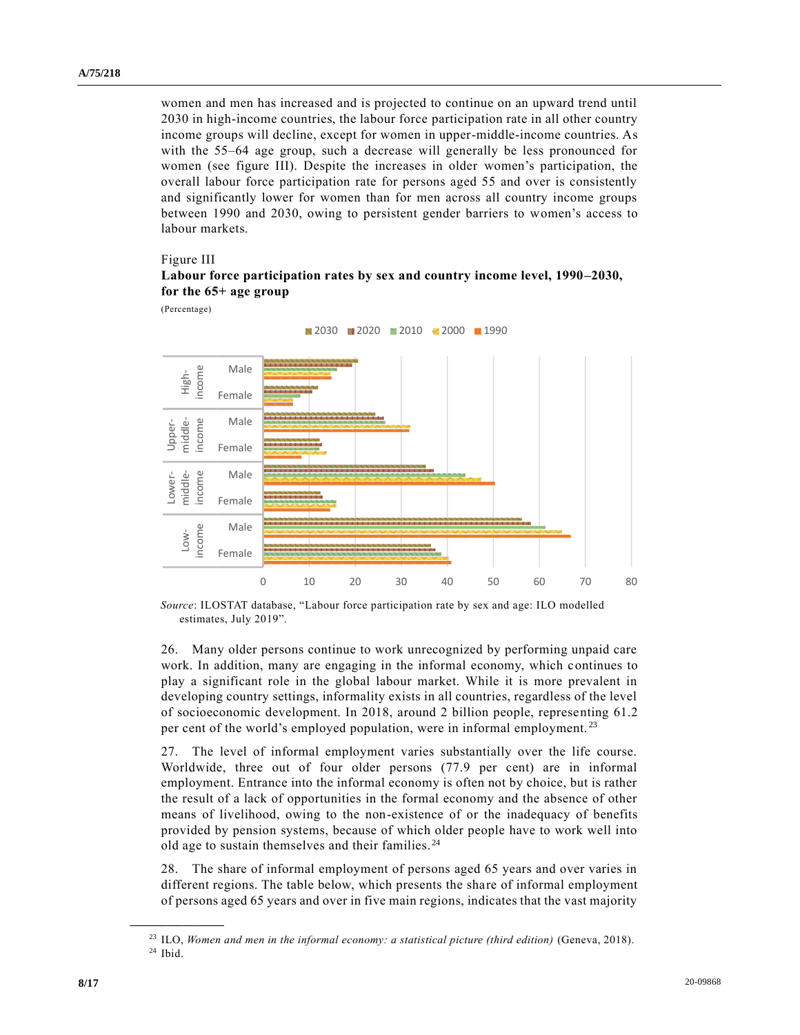women and men has increased and is projected to continue on an upward trend until 2030 in high-income countries, the labour force participation rate in all other country income groups will decline, except for women in upper-middle-income countries. As with the 55–64 age group, such a decrease will generally be less pronounced for women (see figure III). Despite the increases in older women's participation, the overall labour force participation rate for persons aged 55 and over is consistently and significantly lower for women than for men across all country income groups between 1990 and 2030, owing to persistent gender barriers to women's access to labour markets.

Figure III
**Labour force participation rates by sex and country income level, 1990–2030, for the 65+ age group**

(Percentage)

*Source*: ILOSTAT database, "Labour force participation rate by sex and age: ILO modelled estimates, July 2019".

26. Many older persons continue to work unrecognized by performing unpaid care work. In addition, many are engaging in the informal economy, which continues to play a significant role in the global labour market. While it is more prevalent in developing country settings, informality exists in all countries, regardless of the level of socioeconomic development. In 2018, around 2 billion people, representing 61.2 per cent of the world's employed population, were in informal employment.[23]

27. The level of informal employment varies substantially over the life course. Worldwide, three out of four older persons (77.9 per cent) are in informal employment. Entrance into the informal economy is often not by choice, but is rather the result of a lack of opportunities in the formal economy and the absence of other means of livelihood, owing to the non-existence of or the inadequacy of benefits provided by pension systems, because of which older people have to work well into old age to sustain themselves and their families.[24]

28. The share of informal employment of persons aged 65 years and over varies in different regions. The table below, which presents the share of informal employment of persons aged 65 years and over in five main regions, indicates that the vast majority

[23] ILO, *Women and men in the informal economy: a statistical picture (third edition)* (Geneva, 2018).

[24] Ibid.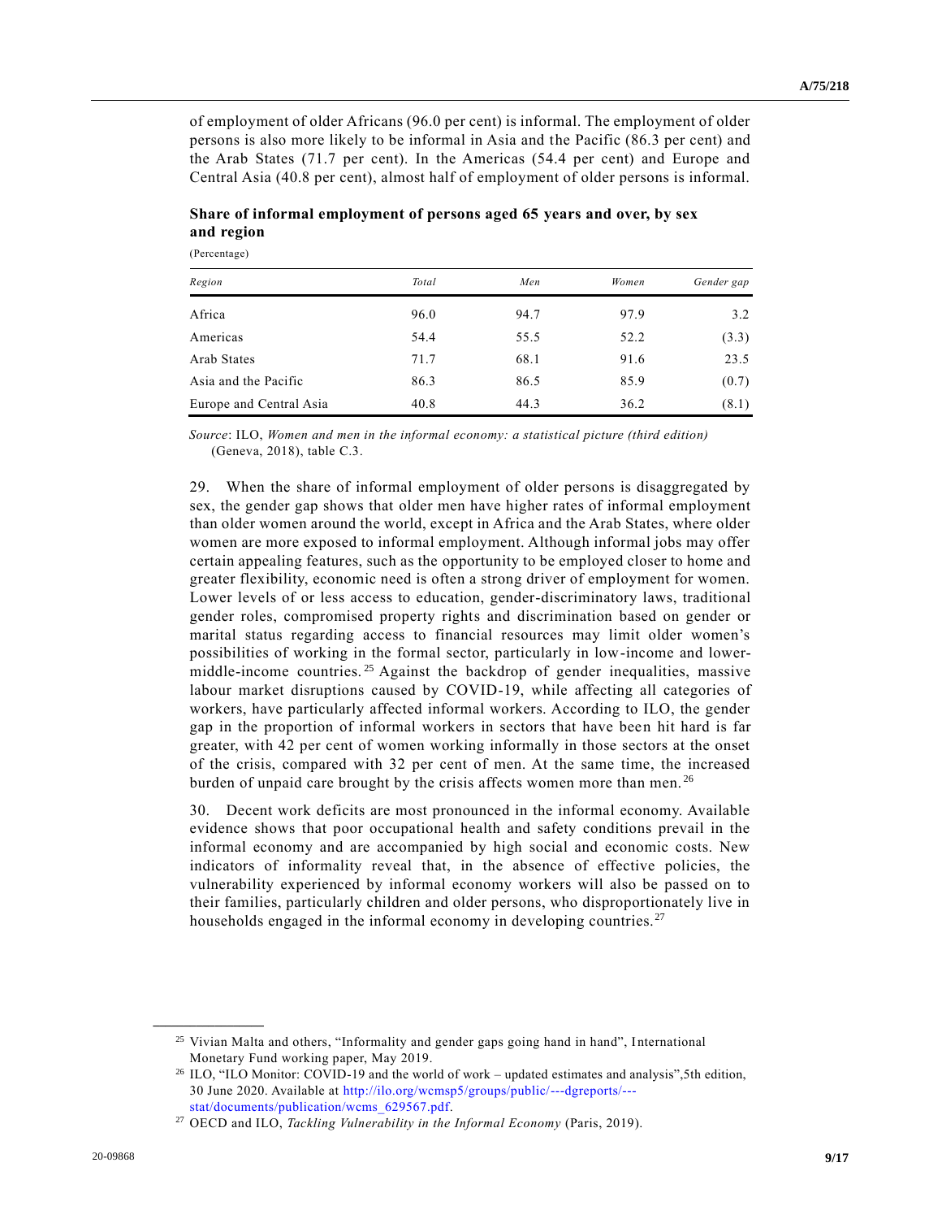of employment of older Africans (96.0 per cent) is informal. The employment of older persons is also more likely to be informal in Asia and the Pacific (86.3 per cent) and the Arab States (71.7 per cent). In the Americas (54.4 per cent) and Europe and Central Asia (40.8 per cent), almost half of employment of older persons is informal.

**Share of informal employment of persons aged 65 years and over, by sex and region**

(Percentage)

| *Region* | *Total* | *Men* | *Women* | *Gender gap* |
|---|---|---|---|---|
| Africa | 96.0 | 94.7 | 97.9 | 3.2 |
| Americas | 54.4 | 55.5 | 52.2 | (3.3) |
| Arab States | 71.7 | 68.1 | 91.6 | 23.5 |
| Asia and the Pacific | 86.3 | 86.5 | 85.9 | (0.7) |
| Europe and Central Asia | 40.8 | 44.3 | 36.2 | (8.1) |

*Source*: ILO, *Women and men in the informal economy: a statistical picture (third edition)* (Geneva, 2018), table C.3.

29. When the share of informal employment of older persons is disaggregated by sex, the gender gap shows that older men have higher rates of informal employment than older women around the world, except in Africa and the Arab States, where older women are more exposed to informal employment. Although informal jobs may offer certain appealing features, such as the opportunity to be employed closer to home and greater flexibility, economic need is often a strong driver of employment for women. Lower levels of or less access to education, gender-discriminatory laws, traditional gender roles, compromised property rights and discrimination based on gender or marital status regarding access to financial resources may limit older women's possibilities of working in the formal sector, particularly in low-income and lower-middle-income countries.[25] Against the backdrop of gender inequalities, massive labour market disruptions caused by COVID-19, while affecting all categories of workers, have particularly affected informal workers. According to ILO, the gender gap in the proportion of informal workers in sectors that have been hit hard is far greater, with 42 per cent of women working informally in those sectors at the onset of the crisis, compared with 32 per cent of men. At the same time, the increased burden of unpaid care brought by the crisis affects women more than men.[26]

30. Decent work deficits are most pronounced in the informal economy. Available evidence shows that poor occupational health and safety conditions prevail in the informal economy and are accompanied by high social and economic costs. New indicators of informality reveal that, in the absence of effective policies, the vulnerability experienced by informal economy workers will also be passed on to their families, particularly children and older persons, who disproportionately live in households engaged in the informal economy in developing countries.[27]

---

[25] Vivian Malta and others, "Informality and gender gaps going hand in hand", International Monetary Fund working paper, May 2019.

[26] ILO, "ILO Monitor: COVID-19 and the world of work – updated estimates and analysis",5th edition, 30 June 2020. Available at http://ilo.org/wcmsp5/groups/public/---dgreports/---stat/documents/publication/wcms_629567.pdf.

[27] OECD and ILO, *Tackling Vulnerability in the Informal Economy* (Paris, 2019).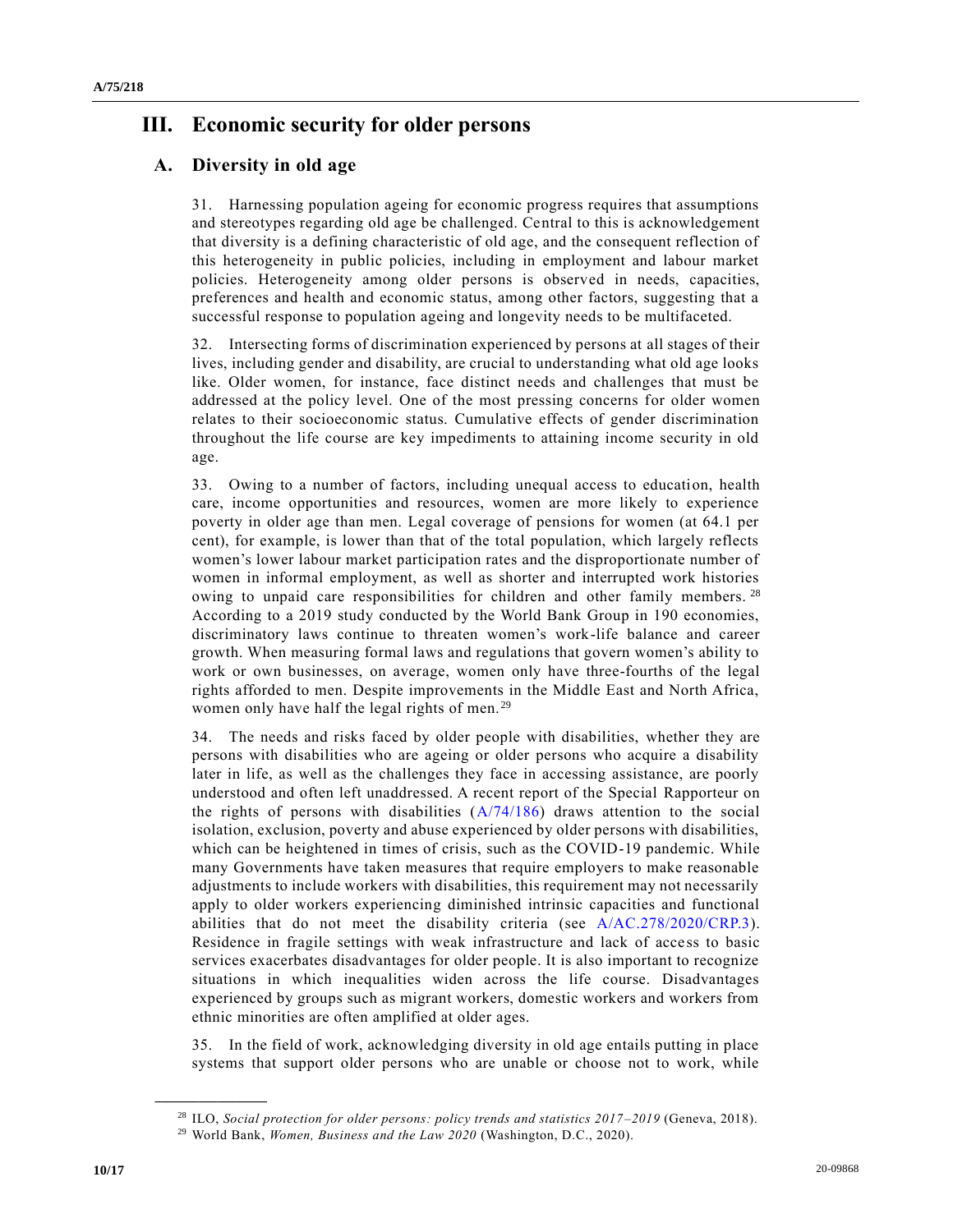# III. Economic security for older persons

## A. Diversity in old age

31. Harnessing population ageing for economic progress requires that assumptions and stereotypes regarding old age be challenged. Central to this is acknowledgement that diversity is a defining characteristic of old age, and the consequent reflection of this heterogeneity in public policies, including in employment and labour market policies. Heterogeneity among older persons is observed in needs, capacities, preferences and health and economic status, among other factors, suggesting that a successful response to population ageing and longevity needs to be multifaceted.

32. Intersecting forms of discrimination experienced by persons at all stages of their lives, including gender and disability, are crucial to understanding what old age looks like. Older women, for instance, face distinct needs and challenges that must be addressed at the policy level. One of the most pressing concerns for older women relates to their socioeconomic status. Cumulative effects of gender discrimination throughout the life course are key impediments to attaining income security in old age.

33. Owing to a number of factors, including unequal access to education, health care, income opportunities and resources, women are more likely to experience poverty in older age than men. Legal coverage of pensions for women (at 64.1 per cent), for example, is lower than that of the total population, which largely reflects women's lower labour market participation rates and the disproportionate number of women in informal employment, as well as shorter and interrupted work histories owing to unpaid care responsibilities for children and other family members.[28] According to a 2019 study conducted by the World Bank Group in 190 economies, discriminatory laws continue to threaten women's work-life balance and career growth. When measuring formal laws and regulations that govern women's ability to work or own businesses, on average, women only have three-fourths of the legal rights afforded to men. Despite improvements in the Middle East and North Africa, women only have half the legal rights of men.[29]

34. The needs and risks faced by older people with disabilities, whether they are persons with disabilities who are ageing or older persons who acquire a disability later in life, as well as the challenges they face in accessing assistance, are poorly understood and often left unaddressed. A recent report of the Special Rapporteur on the rights of persons with disabilities (A/74/186) draws attention to the social isolation, exclusion, poverty and abuse experienced by older persons with disabilities, which can be heightened in times of crisis, such as the COVID-19 pandemic. While many Governments have taken measures that require employers to make reasonable adjustments to include workers with disabilities, this requirement may not necessarily apply to older workers experiencing diminished intrinsic capacities and functional abilities that do not meet the disability criteria (see A/AC.278/2020/CRP.3). Residence in fragile settings with weak infrastructure and lack of access to basic services exacerbates disadvantages for older people. It is also important to recognize situations in which inequalities widen across the life course. Disadvantages experienced by groups such as migrant workers, domestic workers and workers from ethnic minorities are often amplified at older ages.

35. In the field of work, acknowledging diversity in old age entails putting in place systems that support older persons who are unable or choose not to work, while

---

[28] ILO, *Social protection for older persons: policy trends and statistics 2017–2019* (Geneva, 2018).

[29] World Bank, *Women, Business and the Law 2020* (Washington, D.C., 2020).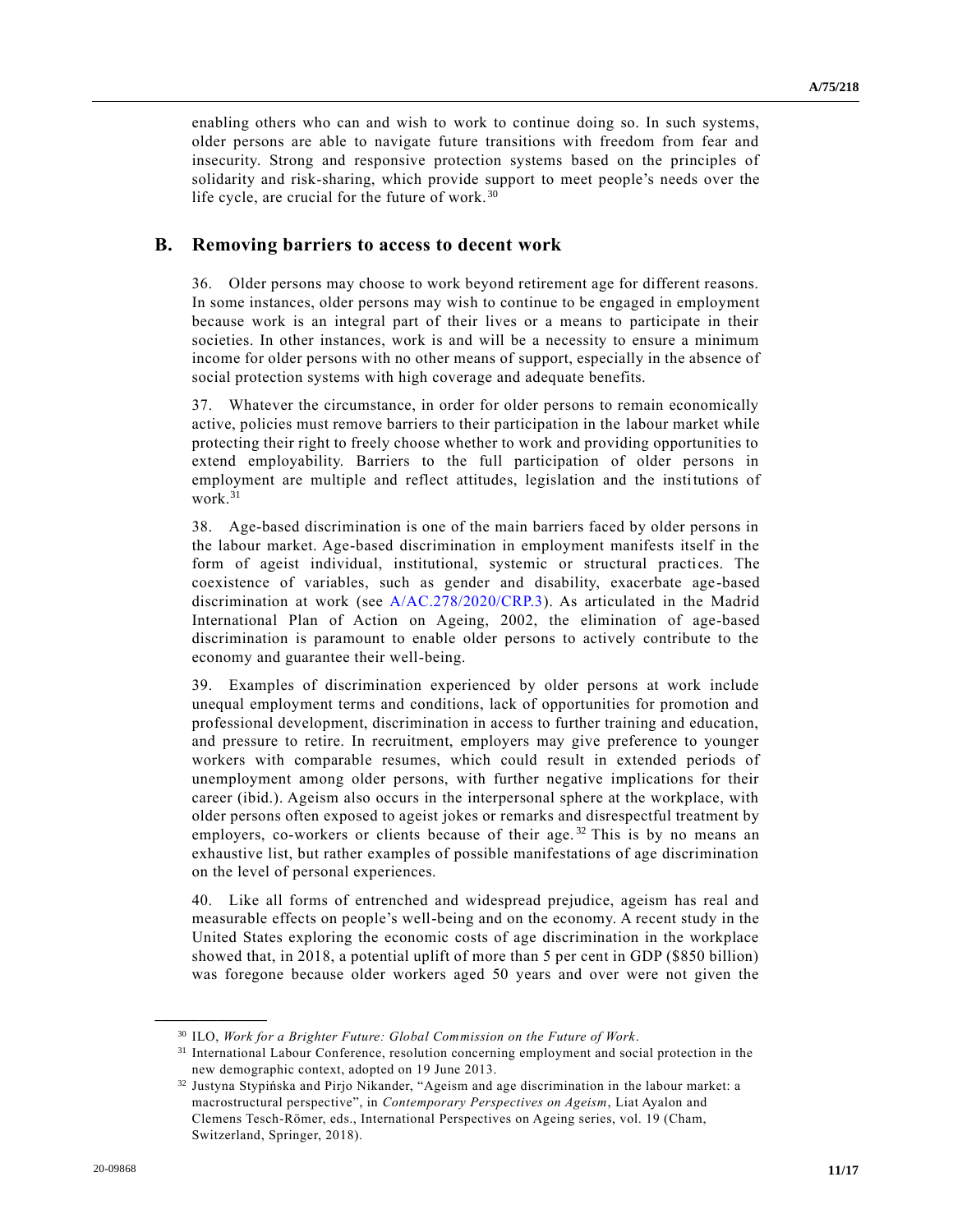enabling others who can and wish to work to continue doing so. In such systems, older persons are able to navigate future transitions with freedom from fear and insecurity. Strong and responsive protection systems based on the principles of solidarity and risk-sharing, which provide support to meet people's needs over the life cycle, are crucial for the future of work.[30]

## B. Removing barriers to access to decent work

36. Older persons may choose to work beyond retirement age for different reasons. In some instances, older persons may wish to continue to be engaged in employment because work is an integral part of their lives or a means to participate in their societies. In other instances, work is and will be a necessity to ensure a minimum income for older persons with no other means of support, especially in the absence of social protection systems with high coverage and adequate benefits.

37. Whatever the circumstance, in order for older persons to remain economically active, policies must remove barriers to their participation in the labour market while protecting their right to freely choose whether to work and providing opportunities to extend employability. Barriers to the full participation of older persons in employment are multiple and reflect attitudes, legislation and the institutions of work.[31]

38. Age-based discrimination is one of the main barriers faced by older persons in the labour market. Age-based discrimination in employment manifests itself in the form of ageist individual, institutional, systemic or structural practices. The coexistence of variables, such as gender and disability, exacerbate age-based discrimination at work (see A/AC.278/2020/CRP.3). As articulated in the Madrid International Plan of Action on Ageing, 2002, the elimination of age-based discrimination is paramount to enable older persons to actively contribute to the economy and guarantee their well-being.

39. Examples of discrimination experienced by older persons at work include unequal employment terms and conditions, lack of opportunities for promotion and professional development, discrimination in access to further training and education, and pressure to retire. In recruitment, employers may give preference to younger workers with comparable resumes, which could result in extended periods of unemployment among older persons, with further negative implications for their career (ibid.). Ageism also occurs in the interpersonal sphere at the workplace, with older persons often exposed to ageist jokes or remarks and disrespectful treatment by employers, co-workers or clients because of their age.[32] This is by no means an exhaustive list, but rather examples of possible manifestations of age discrimination on the level of personal experiences.

40. Like all forms of entrenched and widespread prejudice, ageism has real and measurable effects on people's well-being and on the economy. A recent study in the United States exploring the economic costs of age discrimination in the workplace showed that, in 2018, a potential uplift of more than 5 per cent in GDP ($850 billion) was foregone because older workers aged 50 years and over were not given the

---

[30] ILO, *Work for a Brighter Future: Global Commission on the Future of Work*.

[31] International Labour Conference, resolution concerning employment and social protection in the new demographic context, adopted on 19 June 2013.

[32] Justyna Stypińska and Pirjo Nikander, "Ageism and age discrimination in the labour market: a macrostructural perspective", in *Contemporary Perspectives on Ageism*, Liat Ayalon and Clemens Tesch-Römer, eds., International Perspectives on Ageing series, vol. 19 (Cham, Switzerland, Springer, 2018).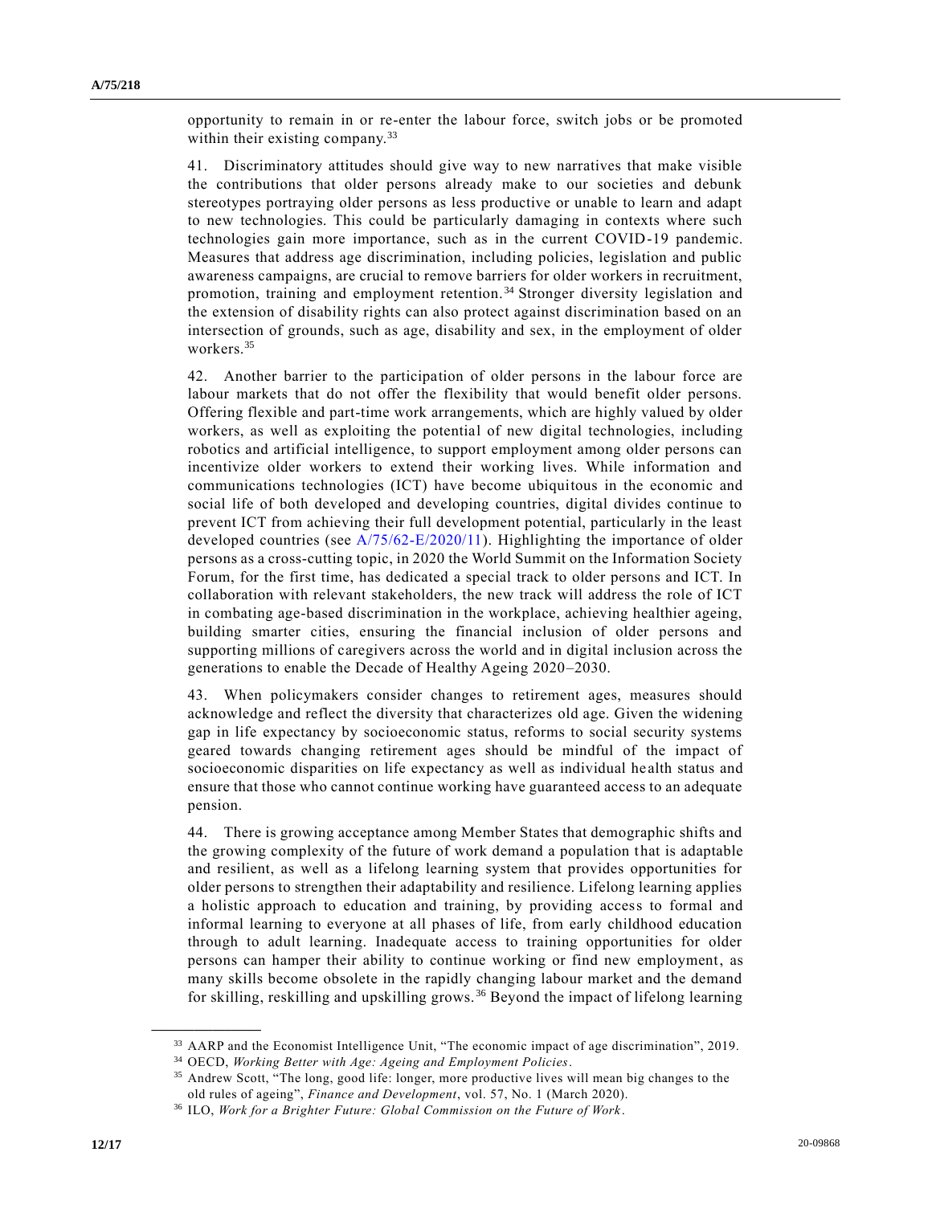opportunity to remain in or re-enter the labour force, switch jobs or be promoted within their existing company.[33]

41. Discriminatory attitudes should give way to new narratives that make visible the contributions that older persons already make to our societies and debunk stereotypes portraying older persons as less productive or unable to learn and adapt to new technologies. This could be particularly damaging in contexts where such technologies gain more importance, such as in the current COVID-19 pandemic. Measures that address age discrimination, including policies, legislation and public awareness campaigns, are crucial to remove barriers for older workers in recruitment, promotion, training and employment retention.[34] Stronger diversity legislation and the extension of disability rights can also protect against discrimination based on an intersection of grounds, such as age, disability and sex, in the employment of older workers.[35]

42. Another barrier to the participation of older persons in the labour force are labour markets that do not offer the flexibility that would benefit older persons. Offering flexible and part-time work arrangements, which are highly valued by older workers, as well as exploiting the potential of new digital technologies, including robotics and artificial intelligence, to support employment among older persons can incentivize older workers to extend their working lives. While information and communications technologies (ICT) have become ubiquitous in the economic and social life of both developed and developing countries, digital divides continue to prevent ICT from achieving their full development potential, particularly in the least developed countries (see A/75/62-E/2020/11). Highlighting the importance of older persons as a cross-cutting topic, in 2020 the World Summit on the Information Society Forum, for the first time, has dedicated a special track to older persons and ICT. In collaboration with relevant stakeholders, the new track will address the role of ICT in combating age-based discrimination in the workplace, achieving healthier ageing, building smarter cities, ensuring the financial inclusion of older persons and supporting millions of caregivers across the world and in digital inclusion across the generations to enable the Decade of Healthy Ageing 2020–2030.

43. When policymakers consider changes to retirement ages, measures should acknowledge and reflect the diversity that characterizes old age. Given the widening gap in life expectancy by socioeconomic status, reforms to social security systems geared towards changing retirement ages should be mindful of the impact of socioeconomic disparities on life expectancy as well as individual health status and ensure that those who cannot continue working have guaranteed access to an adequate pension.

44. There is growing acceptance among Member States that demographic shifts and the growing complexity of the future of work demand a population that is adaptable and resilient, as well as a lifelong learning system that provides opportunities for older persons to strengthen their adaptability and resilience. Lifelong learning applies a holistic approach to education and training, by providing access to formal and informal learning to everyone at all phases of life, from early childhood education through to adult learning. Inadequate access to training opportunities for older persons can hamper their ability to continue working or find new employment, as many skills become obsolete in the rapidly changing labour market and the demand for skilling, reskilling and upskilling grows.[36] Beyond the impact of lifelong learning

---

[33] AARP and the Economist Intelligence Unit, "The economic impact of age discrimination", 2019.

[34] OECD, *Working Better with Age: Ageing and Employment Policies*.

[35] Andrew Scott, "The long, good life: longer, more productive lives will mean big changes to the old rules of ageing", *Finance and Development*, vol. 57, No. 1 (March 2020).

[36] ILO, *Work for a Brighter Future: Global Commission on the Future of Work*.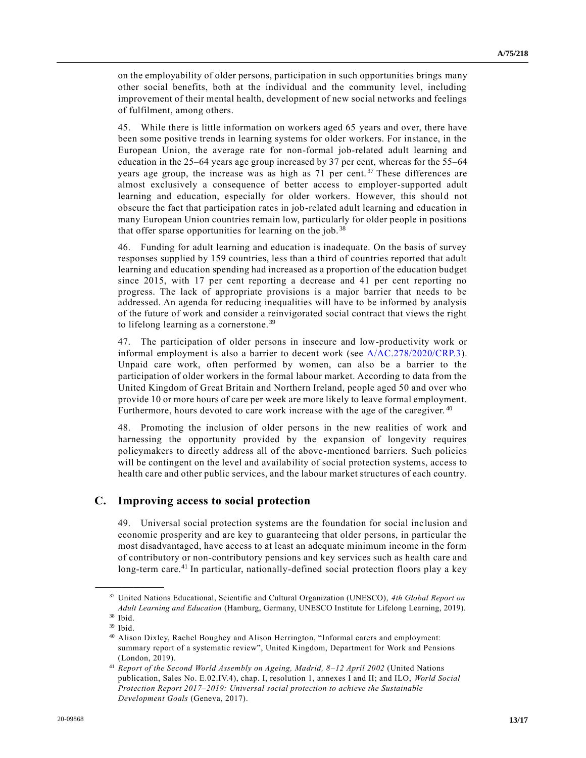on the employability of older persons, participation in such opportunities brings many other social benefits, both at the individual and the community level, including improvement of their mental health, development of new social networks and feelings of fulfilment, among others.

45. While there is little information on workers aged 65 years and over, there have been some positive trends in learning systems for older workers. For instance, in the European Union, the average rate for non-formal job-related adult learning and education in the 25–64 years age group increased by 37 per cent, whereas for the 55–64 years age group, the increase was as high as 71 per cent.[37] These differences are almost exclusively a consequence of better access to employer-supported adult learning and education, especially for older workers. However, this should not obscure the fact that participation rates in job-related adult learning and education in many European Union countries remain low, particularly for older people in positions that offer sparse opportunities for learning on the job.[38]

46. Funding for adult learning and education is inadequate. On the basis of survey responses supplied by 159 countries, less than a third of countries reported that adult learning and education spending had increased as a proportion of the education budget since 2015, with 17 per cent reporting a decrease and 41 per cent reporting no progress. The lack of appropriate provisions is a major barrier that needs to be addressed. An agenda for reducing inequalities will have to be informed by analysis of the future of work and consider a reinvigorated social contract that views the right to lifelong learning as a cornerstone.[39]

47. The participation of older persons in insecure and low-productivity work or informal employment is also a barrier to decent work (see A/AC.278/2020/CRP.3). Unpaid care work, often performed by women, can also be a barrier to the participation of older workers in the formal labour market. According to data from the United Kingdom of Great Britain and Northern Ireland, people aged 50 and over who provide 10 or more hours of care per week are more likely to leave formal employment. Furthermore, hours devoted to care work increase with the age of the caregiver.[40]

48. Promoting the inclusion of older persons in the new realities of work and harnessing the opportunity provided by the expansion of longevity requires policymakers to directly address all of the above-mentioned barriers. Such policies will be contingent on the level and availability of social protection systems, access to health care and other public services, and the labour market structures of each country.

## C. Improving access to social protection

49. Universal social protection systems are the foundation for social inclusion and economic prosperity and are key to guaranteeing that older persons, in particular the most disadvantaged, have access to at least an adequate minimum income in the form of contributory or non-contributory pensions and key services such as health care and long-term care.[41] In particular, nationally-defined social protection floors play a key

---

[37] United Nations Educational, Scientific and Cultural Organization (UNESCO), *4th Global Report on Adult Learning and Education* (Hamburg, Germany, UNESCO Institute for Lifelong Learning, 2019).

[38] Ibid.

[39] Ibid.

[40] Alison Dixley, Rachel Boughey and Alison Herrington, "Informal carers and employment: summary report of a systematic review", United Kingdom, Department for Work and Pensions (London, 2019).

[41] *Report of the Second World Assembly on Ageing, Madrid, 8–12 April 2002* (United Nations publication, Sales No. E.02.IV.4), chap. I, resolution 1, annexes I and II; and ILO, *World Social Protection Report 2017–2019: Universal social protection to achieve the Sustainable Development Goals* (Geneva, 2017).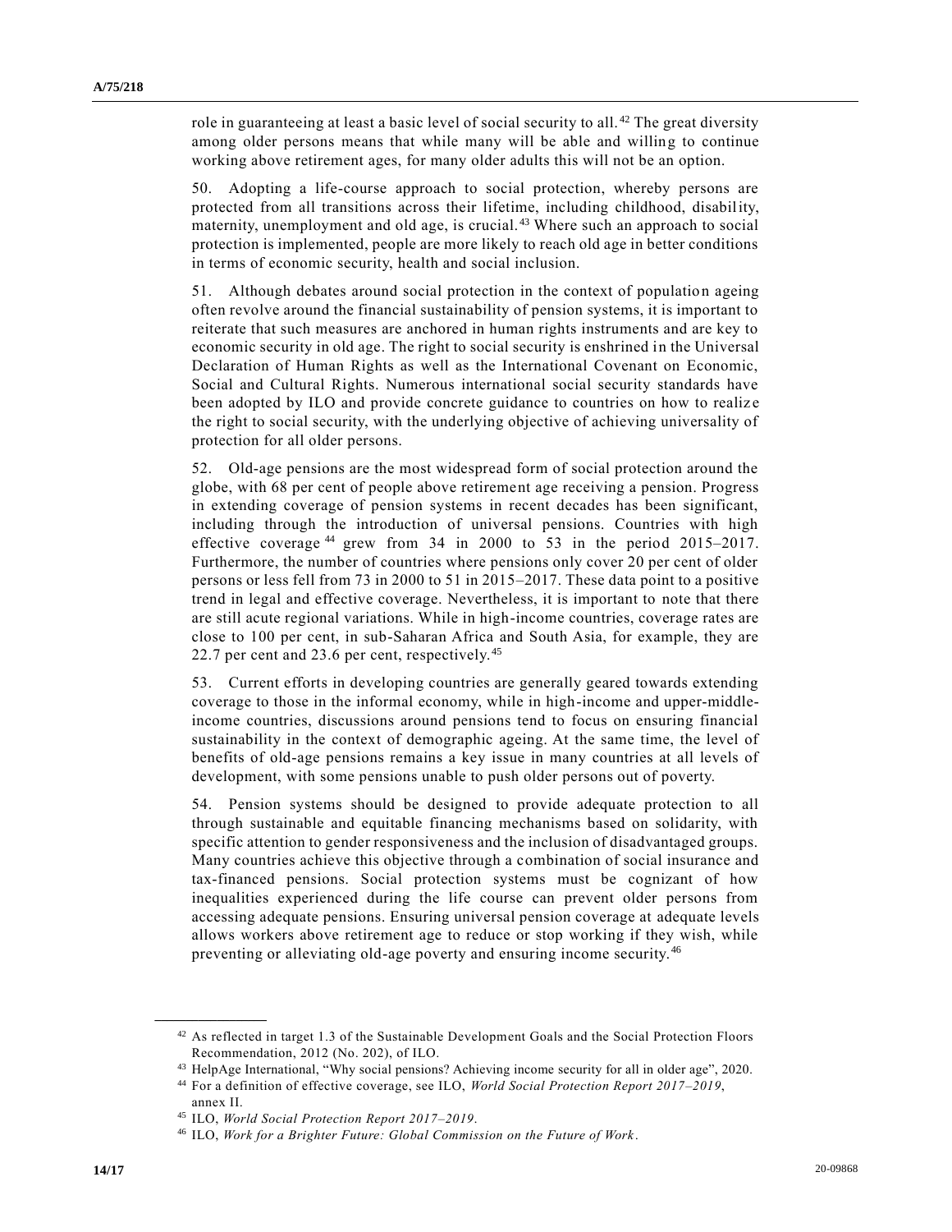role in guaranteeing at least a basic level of social security to all.[42] The great diversity among older persons means that while many will be able and willing to continue working above retirement ages, for many older adults this will not be an option.

50. Adopting a life-course approach to social protection, whereby persons are protected from all transitions across their lifetime, including childhood, disability, maternity, unemployment and old age, is crucial.[43] Where such an approach to social protection is implemented, people are more likely to reach old age in better conditions in terms of economic security, health and social inclusion.

51. Although debates around social protection in the context of population ageing often revolve around the financial sustainability of pension systems, it is important to reiterate that such measures are anchored in human rights instruments and are key to economic security in old age. The right to social security is enshrined in the Universal Declaration of Human Rights as well as the International Covenant on Economic, Social and Cultural Rights. Numerous international social security standards have been adopted by ILO and provide concrete guidance to countries on how to realize the right to social security, with the underlying objective of achieving universality of protection for all older persons.

52. Old-age pensions are the most widespread form of social protection around the globe, with 68 per cent of people above retirement age receiving a pension. Progress in extending coverage of pension systems in recent decades has been significant, including through the introduction of universal pensions. Countries with high effective coverage[44] grew from 34 in 2000 to 53 in the period 2015–2017. Furthermore, the number of countries where pensions only cover 20 per cent of older persons or less fell from 73 in 2000 to 51 in 2015–2017. These data point to a positive trend in legal and effective coverage. Nevertheless, it is important to note that there are still acute regional variations. While in high-income countries, coverage rates are close to 100 per cent, in sub-Saharan Africa and South Asia, for example, they are 22.7 per cent and 23.6 per cent, respectively.[45]

53. Current efforts in developing countries are generally geared towards extending coverage to those in the informal economy, while in high-income and upper-middle-income countries, discussions around pensions tend to focus on ensuring financial sustainability in the context of demographic ageing. At the same time, the level of benefits of old-age pensions remains a key issue in many countries at all levels of development, with some pensions unable to push older persons out of poverty.

54. Pension systems should be designed to provide adequate protection to all through sustainable and equitable financing mechanisms based on solidarity, with specific attention to gender responsiveness and the inclusion of disadvantaged groups. Many countries achieve this objective through a combination of social insurance and tax-financed pensions. Social protection systems must be cognizant of how inequalities experienced during the life course can prevent older persons from accessing adequate pensions. Ensuring universal pension coverage at adequate levels allows workers above retirement age to reduce or stop working if they wish, while preventing or alleviating old-age poverty and ensuring income security.[46]

---

[42] As reflected in target 1.3 of the Sustainable Development Goals and the Social Protection Floors Recommendation, 2012 (No. 202), of ILO.

[43] HelpAge International, "Why social pensions? Achieving income security for all in older age", 2020.

[44] For a definition of effective coverage, see ILO, *World Social Protection Report 2017–2019*, annex II.

[45] ILO, *World Social Protection Report 2017–2019*.

[46] ILO, *Work for a Brighter Future: Global Commission on the Future of Work*.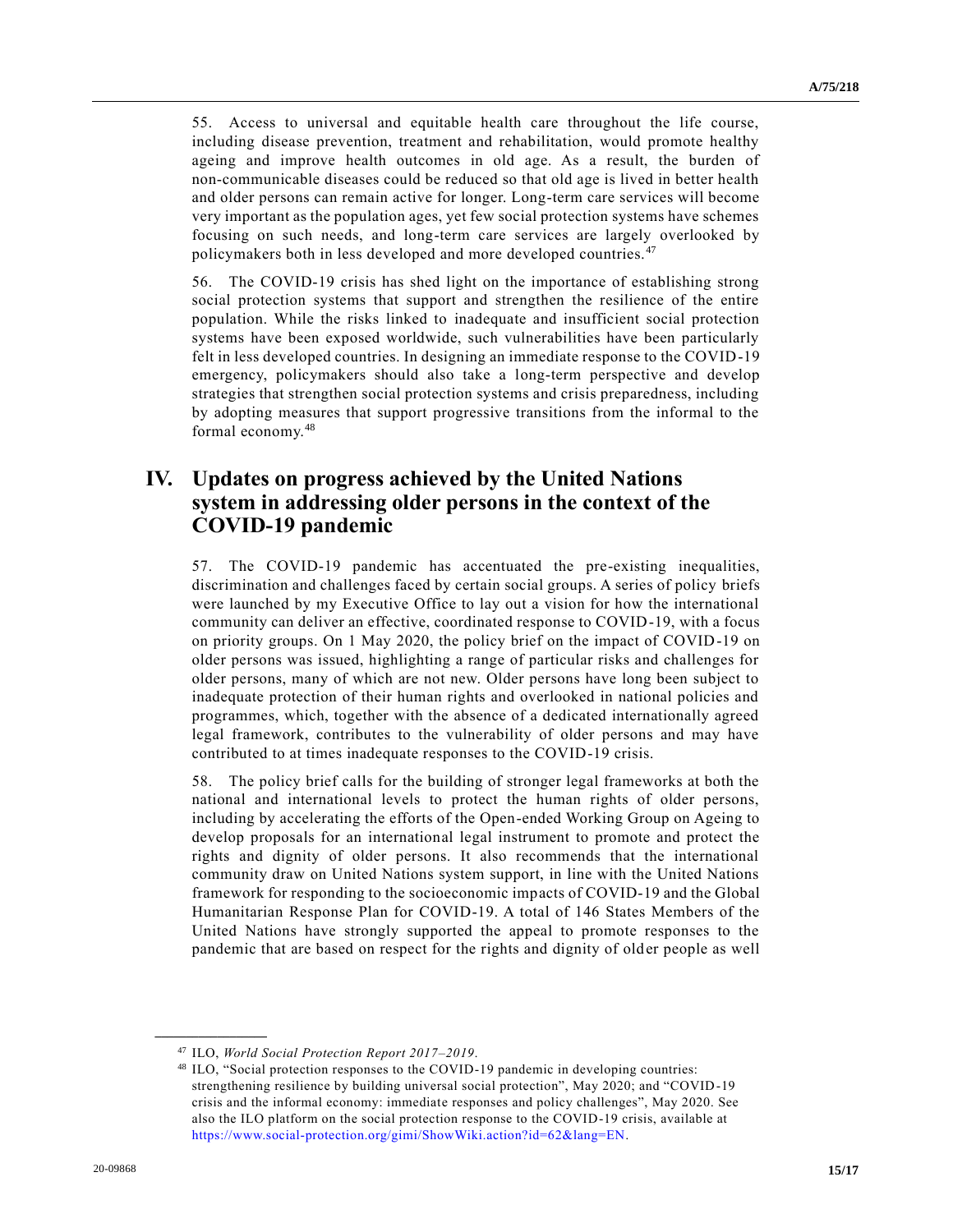55. Access to universal and equitable health care throughout the life course, including disease prevention, treatment and rehabilitation, would promote healthy ageing and improve health outcomes in old age. As a result, the burden of non-communicable diseases could be reduced so that old age is lived in better health and older persons can remain active for longer. Long-term care services will become very important as the population ages, yet few social protection systems have schemes focusing on such needs, and long-term care services are largely overlooked by policymakers both in less developed and more developed countries.[47]

56. The COVID-19 crisis has shed light on the importance of establishing strong social protection systems that support and strengthen the resilience of the entire population. While the risks linked to inadequate and insufficient social protection systems have been exposed worldwide, such vulnerabilities have been particularly felt in less developed countries. In designing an immediate response to the COVID-19 emergency, policymakers should also take a long-term perspective and develop strategies that strengthen social protection systems and crisis preparedness, including by adopting measures that support progressive transitions from the informal to the formal economy.[48]

## IV. Updates on progress achieved by the United Nations system in addressing older persons in the context of the COVID-19 pandemic

57. The COVID-19 pandemic has accentuated the pre-existing inequalities, discrimination and challenges faced by certain social groups. A series of policy briefs were launched by my Executive Office to lay out a vision for how the international community can deliver an effective, coordinated response to COVID-19, with a focus on priority groups. On 1 May 2020, the policy brief on the impact of COVID-19 on older persons was issued, highlighting a range of particular risks and challenges for older persons, many of which are not new. Older persons have long been subject to inadequate protection of their human rights and overlooked in national policies and programmes, which, together with the absence of a dedicated internationally agreed legal framework, contributes to the vulnerability of older persons and may have contributed to at times inadequate responses to the COVID-19 crisis.

58. The policy brief calls for the building of stronger legal frameworks at both the national and international levels to protect the human rights of older persons, including by accelerating the efforts of the Open-ended Working Group on Ageing to develop proposals for an international legal instrument to promote and protect the rights and dignity of older persons. It also recommends that the international community draw on United Nations system support, in line with the United Nations framework for responding to the socioeconomic impacts of COVID-19 and the Global Humanitarian Response Plan for COVID-19. A total of 146 States Members of the United Nations have strongly supported the appeal to promote responses to the pandemic that are based on respect for the rights and dignity of older people as well

---

[47] ILO, *World Social Protection Report 2017–2019*.

[48] ILO, "Social protection responses to the COVID-19 pandemic in developing countries: strengthening resilience by building universal social protection", May 2020; and "COVID-19 crisis and the informal economy: immediate responses and policy challenges", May 2020. See also the ILO platform on the social protection response to the COVID-19 crisis, available at https://www.social-protection.org/gimi/ShowWiki.action?id=62&lang=EN.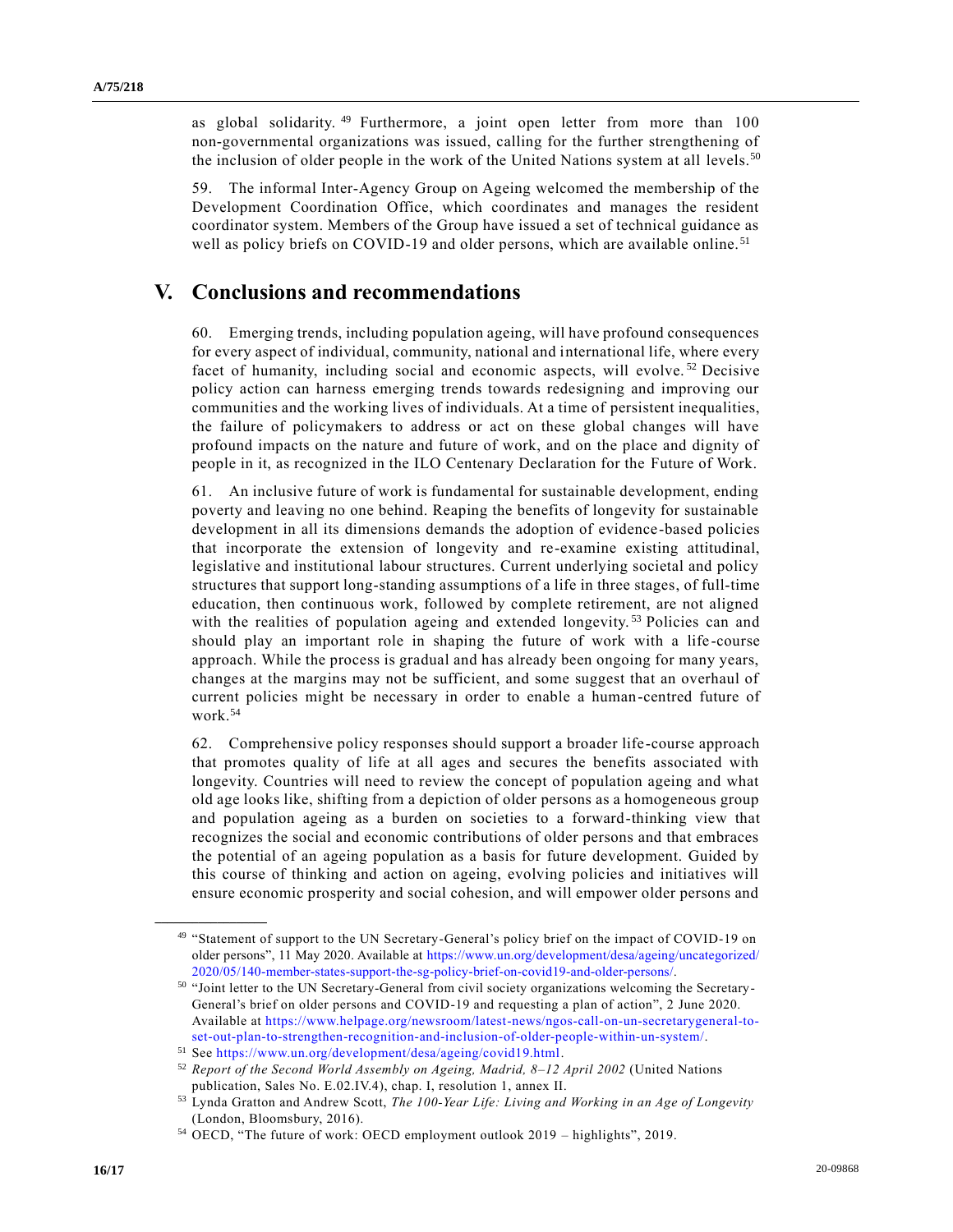as global solidarity.[49] Furthermore, a joint open letter from more than 100 non-governmental organizations was issued, calling for the further strengthening of the inclusion of older people in the work of the United Nations system at all levels.[50]

59. The informal Inter-Agency Group on Ageing welcomed the membership of the Development Coordination Office, which coordinates and manages the resident coordinator system. Members of the Group have issued a set of technical guidance as well as policy briefs on COVID-19 and older persons, which are available online.[51]

# V. Conclusions and recommendations

60. Emerging trends, including population ageing, will have profound consequences for every aspect of individual, community, national and international life, where every facet of humanity, including social and economic aspects, will evolve.[52] Decisive policy action can harness emerging trends towards redesigning and improving our communities and the working lives of individuals. At a time of persistent inequalities, the failure of policymakers to address or act on these global changes will have profound impacts on the nature and future of work, and on the place and dignity of people in it, as recognized in the ILO Centenary Declaration for the Future of Work.

61. An inclusive future of work is fundamental for sustainable development, ending poverty and leaving no one behind. Reaping the benefits of longevity for sustainable development in all its dimensions demands the adoption of evidence-based policies that incorporate the extension of longevity and re-examine existing attitudinal, legislative and institutional labour structures. Current underlying societal and policy structures that support long-standing assumptions of a life in three stages, of full-time education, then continuous work, followed by complete retirement, are not aligned with the realities of population ageing and extended longevity.[53] Policies can and should play an important role in shaping the future of work with a life-course approach. While the process is gradual and has already been ongoing for many years, changes at the margins may not be sufficient, and some suggest that an overhaul of current policies might be necessary in order to enable a human-centred future of work.[54]

62. Comprehensive policy responses should support a broader life-course approach that promotes quality of life at all ages and secures the benefits associated with longevity. Countries will need to review the concept of population ageing and what old age looks like, shifting from a depiction of older persons as a homogeneous group and population ageing as a burden on societies to a forward-thinking view that recognizes the social and economic contributions of older persons and that embraces the potential of an ageing population as a basis for future development. Guided by this course of thinking and action on ageing, evolving policies and initiatives will ensure economic prosperity and social cohesion, and will empower older persons and

---

[49] "Statement of support to the UN Secretary-General's policy brief on the impact of COVID-19 on older persons", 11 May 2020. Available at https://www.un.org/development/desa/ageing/uncategorized/2020/05/140-member-states-support-the-sg-policy-brief-on-covid19-and-older-persons/.

[50] "Joint letter to the UN Secretary-General from civil society organizations welcoming the Secretary-General's brief on older persons and COVID-19 and requesting a plan of action", 2 June 2020. Available at https://www.helpage.org/newsroom/latest-news/ngos-call-on-un-secretarygeneral-to-set-out-plan-to-strengthen-recognition-and-inclusion-of-older-people-within-un-system/.

[51] See https://www.un.org/development/desa/ageing/covid19.html.

[52] *Report of the Second World Assembly on Ageing, Madrid, 8–12 April 2002* (United Nations publication, Sales No. E.02.IV.4), chap. I, resolution 1, annex II.

[53] Lynda Gratton and Andrew Scott, *The 100-Year Life: Living and Working in an Age of Longevity* (London, Bloomsbury, 2016).

[54] OECD, "The future of work: OECD employment outlook 2019 – highlights", 2019.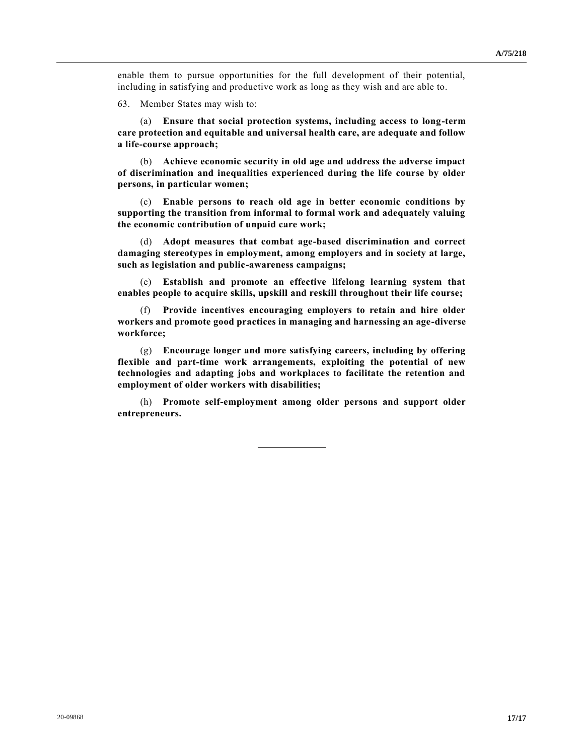enable them to pursue opportunities for the full development of their potential, including in satisfying and productive work as long as they wish and are able to.

63. Member States may wish to:

(a) **Ensure that social protection systems, including access to long-term care protection and equitable and universal health care, are adequate and follow a life-course approach;**

(b) **Achieve economic security in old age and address the adverse impact of discrimination and inequalities experienced during the life course by older persons, in particular women;**

(c) **Enable persons to reach old age in better economic conditions by supporting the transition from informal to formal work and adequately valuing the economic contribution of unpaid care work;**

(d) **Adopt measures that combat age-based discrimination and correct damaging stereotypes in employment, among employers and in society at large, such as legislation and public-awareness campaigns;**

(e) **Establish and promote an effective lifelong learning system that enables people to acquire skills, upskill and reskill throughout their life course;**

(f) **Provide incentives encouraging employers to retain and hire older workers and promote good practices in managing and harnessing an age-diverse workforce;**

(g) **Encourage longer and more satisfying careers, including by offering flexible and part-time work arrangements, exploiting the potential of new technologies and adapting jobs and workplaces to facilitate the retention and employment of older workers with disabilities;**

(h) **Promote self-employment among older persons and support older entrepreneurs.**